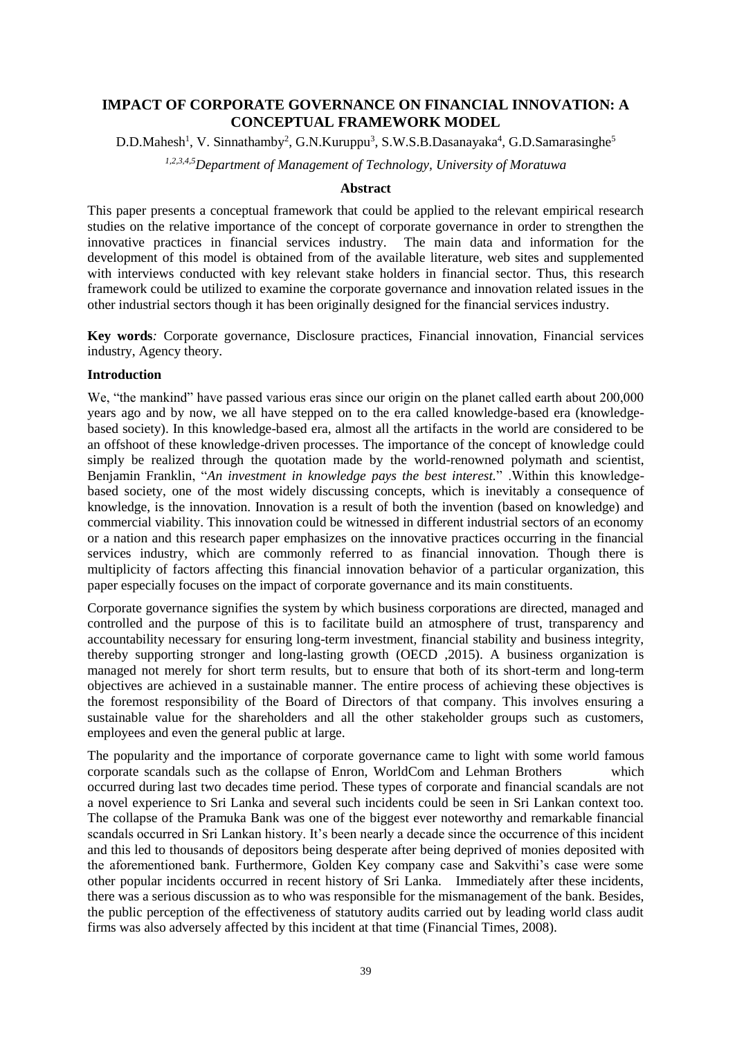# IMPACT OF CORPORATE GOVERNANCE ON FINANCIAL INNOVATION: A CONCEPTUAL FRAMEWORK MODEL

D.D.Mahesh[1], V. Sinnathamby[2], G.N.Kuruppu[3], S.W.S.B.Dasanayaka[4], G.D.Samarasinghe[5]

[1,2,3,4,5]*Department of Management of Technology, University of Moratuwa*

## Abstract

This paper presents a conceptual framework that could be applied to the relevant empirical research studies on the relative importance of the concept of corporate governance in order to strengthen the innovative practices in financial services industry. The main data and information for the development of this model is obtained from of the available literature, web sites and supplemented with interviews conducted with key relevant stake holders in financial sector. Thus, this research framework could be utilized to examine the corporate governance and innovation related issues in the other industrial sectors though it has been originally designed for the financial services industry.

**Key words***:* Corporate governance, Disclosure practices, Financial innovation, Financial services industry, Agency theory.

## Introduction

We, "the mankind" have passed various eras since our origin on the planet called earth about 200,000 years ago and by now, we all have stepped on to the era called knowledge-based era (knowledge-based society). In this knowledge-based era, almost all the artifacts in the world are considered to be an offshoot of these knowledge-driven processes. The importance of the concept of knowledge could simply be realized through the quotation made by the world-renowned polymath and scientist, Benjamin Franklin, "*An investment in knowledge pays the best interest.*" .Within this knowledge-based society, one of the most widely discussing concepts, which is inevitably a consequence of knowledge, is the innovation. Innovation is a result of both the invention (based on knowledge) and commercial viability. This innovation could be witnessed in different industrial sectors of an economy or a nation and this research paper emphasizes on the innovative practices occurring in the financial services industry, which are commonly referred to as financial innovation. Though there is multiplicity of factors affecting this financial innovation behavior of a particular organization, this paper especially focuses on the impact of corporate governance and its main constituents.

Corporate governance signifies the system by which business corporations are directed, managed and controlled and the purpose of this is to facilitate build an atmosphere of trust, transparency and accountability necessary for ensuring long-term investment, financial stability and business integrity, thereby supporting stronger and long-lasting growth (OECD ,2015). A business organization is managed not merely for short term results, but to ensure that both of its short-term and long-term objectives are achieved in a sustainable manner. The entire process of achieving these objectives is the foremost responsibility of the Board of Directors of that company. This involves ensuring a sustainable value for the shareholders and all the other stakeholder groups such as customers, employees and even the general public at large.

The popularity and the importance of corporate governance came to light with some world famous corporate scandals such as the collapse of Enron, WorldCom and Lehman Brothers which occurred during last two decades time period. These types of corporate and financial scandals are not a novel experience to Sri Lanka and several such incidents could be seen in Sri Lankan context too. The collapse of the Pramuka Bank was one of the biggest ever noteworthy and remarkable financial scandals occurred in Sri Lankan history. It's been nearly a decade since the occurrence of this incident and this led to thousands of depositors being desperate after being deprived of monies deposited with the aforementioned bank. Furthermore, Golden Key company case and Sakvithi's case were some other popular incidents occurred in recent history of Sri Lanka. Immediately after these incidents, there was a serious discussion as to who was responsible for the mismanagement of the bank. Besides, the public perception of the effectiveness of statutory audits carried out by leading world class audit firms was also adversely affected by this incident at that time (Financial Times, 2008).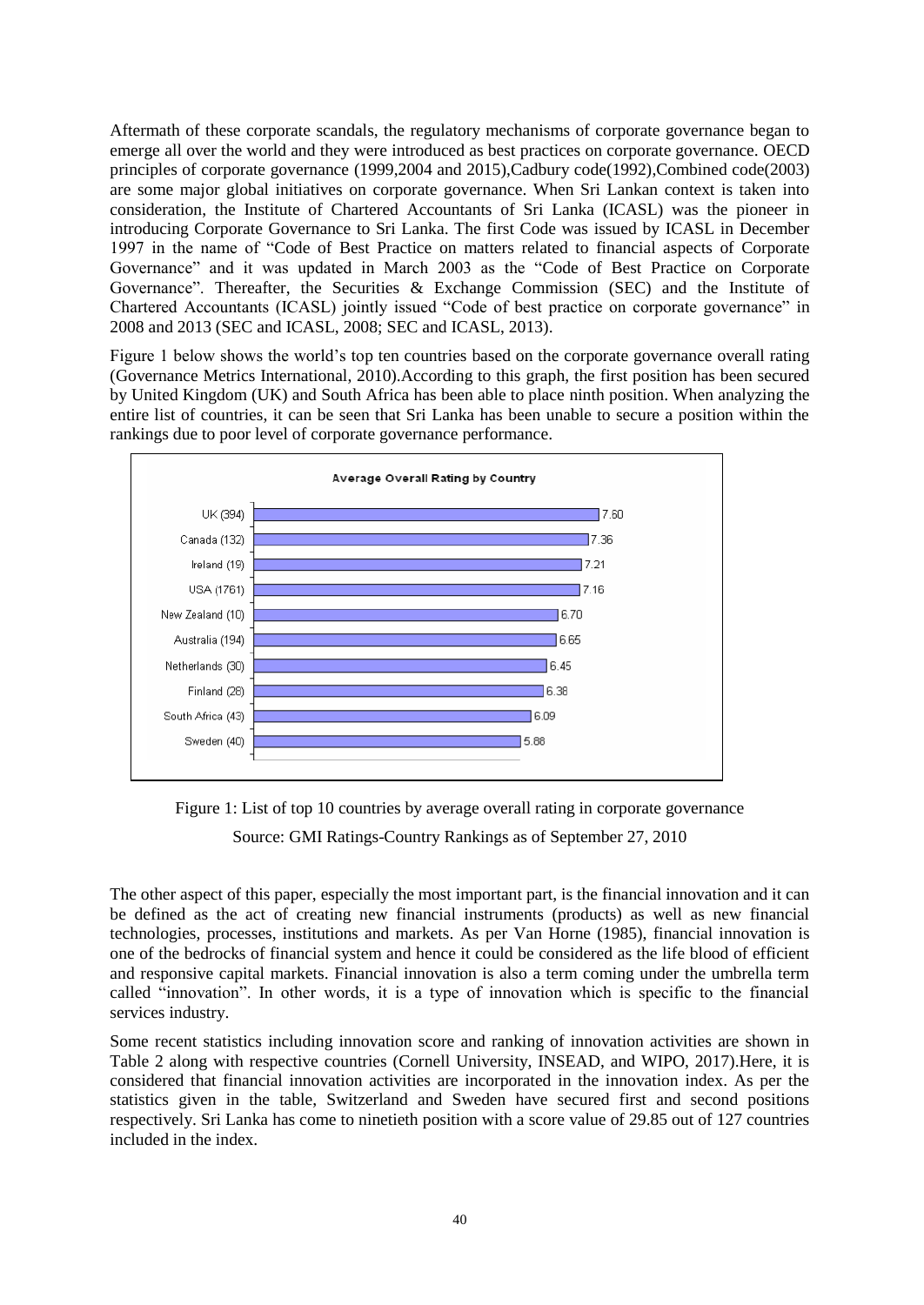Aftermath of these corporate scandals, the regulatory mechanisms of corporate governance began to emerge all over the world and they were introduced as best practices on corporate governance. OECD principles of corporate governance (1999,2004 and 2015),Cadbury code(1992),Combined code(2003) are some major global initiatives on corporate governance. When Sri Lankan context is taken into consideration, the Institute of Chartered Accountants of Sri Lanka (ICASL) was the pioneer in introducing Corporate Governance to Sri Lanka. The first Code was issued by ICASL in December 1997 in the name of "Code of Best Practice on matters related to financial aspects of Corporate Governance" and it was updated in March 2003 as the "Code of Best Practice on Corporate Governance". Thereafter, the Securities & Exchange Commission (SEC) and the Institute of Chartered Accountants (ICASL) jointly issued "Code of best practice on corporate governance" in 2008 and 2013 (SEC and ICASL, 2008; SEC and ICASL, 2013).

Figure 1 below shows the world's top ten countries based on the corporate governance overall rating (Governance Metrics International, 2010).According to this graph, the first position has been secured by United Kingdom (UK) and South Africa has been able to place ninth position. When analyzing the entire list of countries, it can be seen that Sri Lanka has been unable to secure a position within the rankings due to poor level of corporate governance performance.

**Average Overall Rating by Country**

| Country | Rating |
|---|---|
| UK (394) | 7.60 |
| Canada (132) | 7.36 |
| Ireland (19) | 7.21 |
| USA (1761) | 7.16 |
| New Zealand (10) | 6.70 |
| Australia (194) | 6.65 |
| Netherlands (30) | 6.45 |
| Finland (28) | 6.38 |
| South Africa (43) | 6.09 |
| Sweden (40) | 5.88 |

Figure 1: List of top 10 countries by average overall rating in corporate governance

Source: GMI Ratings-Country Rankings as of September 27, 2010

The other aspect of this paper, especially the most important part, is the financial innovation and it can be defined as the act of creating new financial instruments (products) as well as new financial technologies, processes, institutions and markets. As per Van Horne (1985), financial innovation is one of the bedrocks of financial system and hence it could be considered as the life blood of efficient and responsive capital markets. Financial innovation is also a term coming under the umbrella term called "innovation". In other words, it is a type of innovation which is specific to the financial services industry.

Some recent statistics including innovation score and ranking of innovation activities are shown in Table 2 along with respective countries (Cornell University, INSEAD, and WIPO, 2017).Here, it is considered that financial innovation activities are incorporated in the innovation index. As per the statistics given in the table, Switzerland and Sweden have secured first and second positions respectively. Sri Lanka has come to ninetieth position with a score value of 29.85 out of 127 countries included in the index.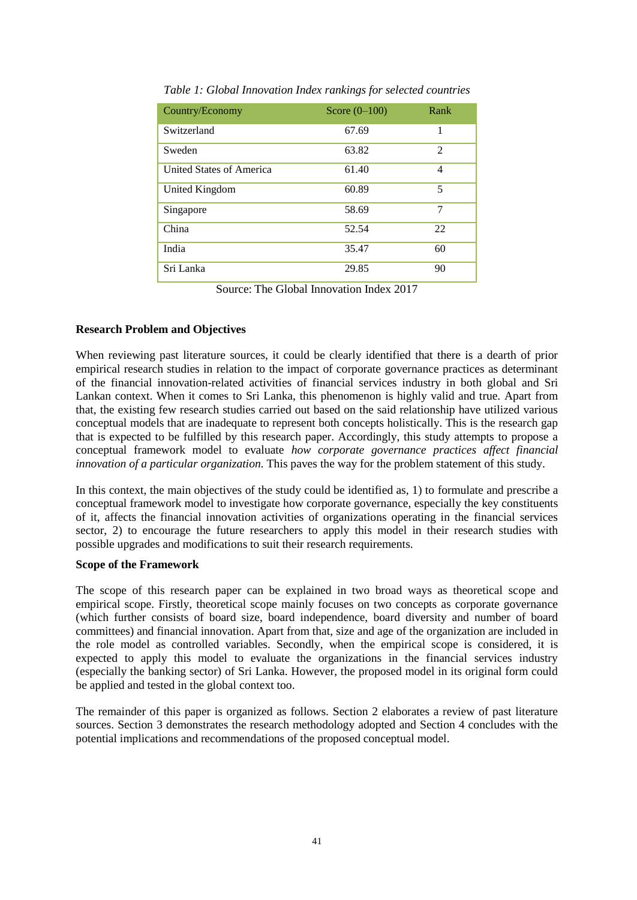*Table 1: Global Innovation Index rankings for selected countries*

| Country/Economy | Score (0–100) | Rank |
|---|---|---|
| Switzerland | 67.69 | 1 |
| Sweden | 63.82 | 2 |
| United States of America | 61.40 | 4 |
| United Kingdom | 60.89 | 5 |
| Singapore | 58.69 | 7 |
| China | 52.54 | 22 |
| India | 35.47 | 60 |
| Sri Lanka | 29.85 | 90 |

Source: The Global Innovation Index 2017

**Research Problem and Objectives**

When reviewing past literature sources, it could be clearly identified that there is a dearth of prior empirical research studies in relation to the impact of corporate governance practices as determinant of the financial innovation-related activities of financial services industry in both global and Sri Lankan context. When it comes to Sri Lanka, this phenomenon is highly valid and true. Apart from that, the existing few research studies carried out based on the said relationship have utilized various conceptual models that are inadequate to represent both concepts holistically. This is the research gap that is expected to be fulfilled by this research paper. Accordingly, this study attempts to propose a conceptual framework model to evaluate *how corporate governance practices affect financial innovation of a particular organization.* This paves the way for the problem statement of this study.

In this context, the main objectives of the study could be identified as, 1) to formulate and prescribe a conceptual framework model to investigate how corporate governance, especially the key constituents of it, affects the financial innovation activities of organizations operating in the financial services sector, 2) to encourage the future researchers to apply this model in their research studies with possible upgrades and modifications to suit their research requirements.

**Scope of the Framework**

The scope of this research paper can be explained in two broad ways as theoretical scope and empirical scope. Firstly, theoretical scope mainly focuses on two concepts as corporate governance (which further consists of board size, board independence, board diversity and number of board committees) and financial innovation. Apart from that, size and age of the organization are included in the role model as controlled variables. Secondly, when the empirical scope is considered, it is expected to apply this model to evaluate the organizations in the financial services industry (especially the banking sector) of Sri Lanka. However, the proposed model in its original form could be applied and tested in the global context too.

The remainder of this paper is organized as follows. Section 2 elaborates a review of past literature sources. Section 3 demonstrates the research methodology adopted and Section 4 concludes with the potential implications and recommendations of the proposed conceptual model.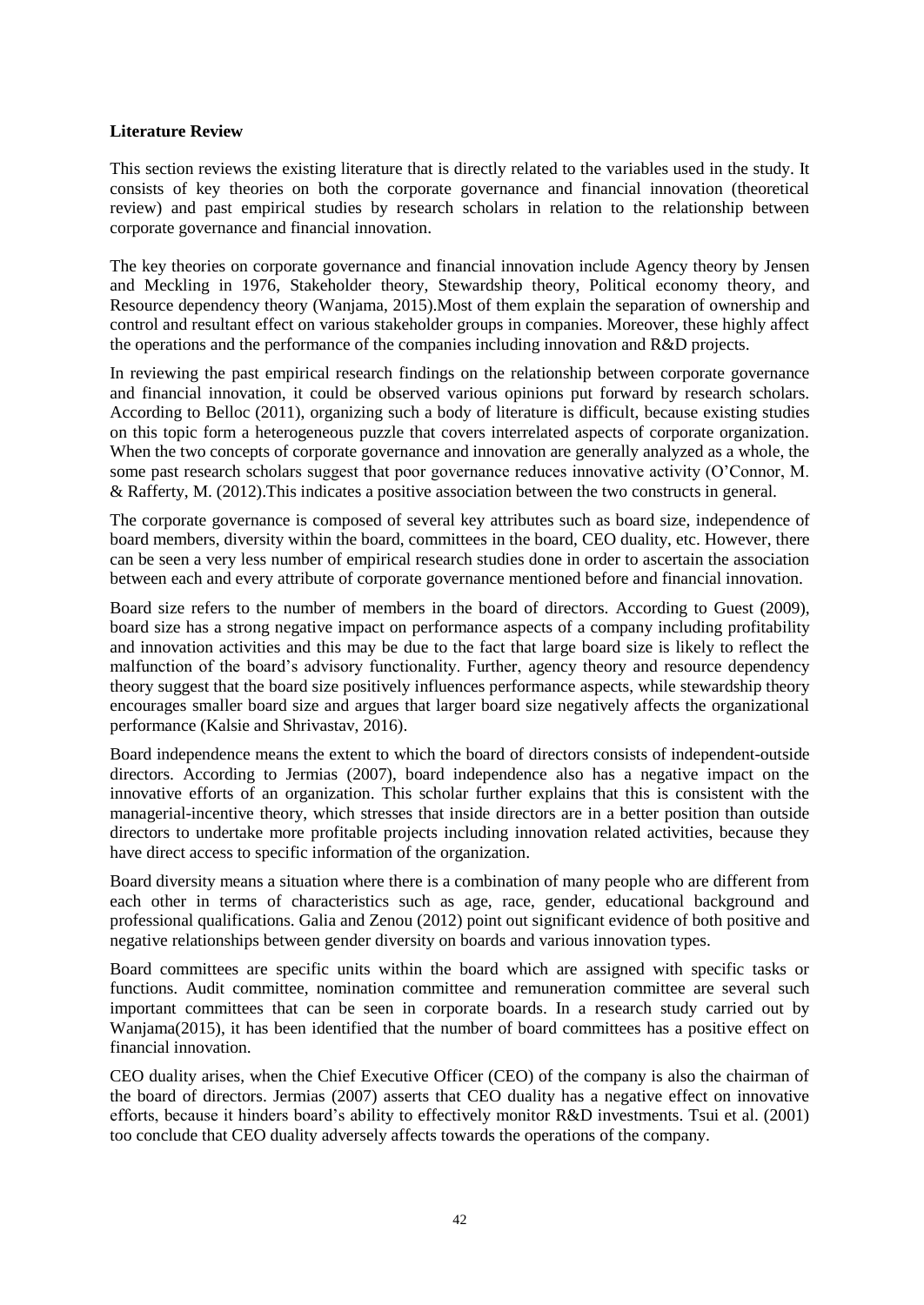**Literature Review**

This section reviews the existing literature that is directly related to the variables used in the study. It consists of key theories on both the corporate governance and financial innovation (theoretical review) and past empirical studies by research scholars in relation to the relationship between corporate governance and financial innovation.

The key theories on corporate governance and financial innovation include Agency theory by Jensen and Meckling in 1976, Stakeholder theory, Stewardship theory, Political economy theory, and Resource dependency theory (Wanjama, 2015).Most of them explain the separation of ownership and control and resultant effect on various stakeholder groups in companies. Moreover, these highly affect the operations and the performance of the companies including innovation and R&D projects.

In reviewing the past empirical research findings on the relationship between corporate governance and financial innovation, it could be observed various opinions put forward by research scholars. According to Belloc (2011), organizing such a body of literature is difficult, because existing studies on this topic form a heterogeneous puzzle that covers interrelated aspects of corporate organization. When the two concepts of corporate governance and innovation are generally analyzed as a whole, the some past research scholars suggest that poor governance reduces innovative activity (O'Connor, M. & Rafferty, M. (2012).This indicates a positive association between the two constructs in general.

The corporate governance is composed of several key attributes such as board size, independence of board members, diversity within the board, committees in the board, CEO duality, etc. However, there can be seen a very less number of empirical research studies done in order to ascertain the association between each and every attribute of corporate governance mentioned before and financial innovation.

Board size refers to the number of members in the board of directors. According to Guest (2009), board size has a strong negative impact on performance aspects of a company including profitability and innovation activities and this may be due to the fact that large board size is likely to reflect the malfunction of the board's advisory functionality. Further, agency theory and resource dependency theory suggest that the board size positively influences performance aspects, while stewardship theory encourages smaller board size and argues that larger board size negatively affects the organizational performance (Kalsie and Shrivastav, 2016).

Board independence means the extent to which the board of directors consists of independent-outside directors. According to Jermias (2007), board independence also has a negative impact on the innovative efforts of an organization. This scholar further explains that this is consistent with the managerial-incentive theory, which stresses that inside directors are in a better position than outside directors to undertake more profitable projects including innovation related activities, because they have direct access to specific information of the organization.

Board diversity means a situation where there is a combination of many people who are different from each other in terms of characteristics such as age, race, gender, educational background and professional qualifications. Galia and Zenou (2012) point out significant evidence of both positive and negative relationships between gender diversity on boards and various innovation types.

Board committees are specific units within the board which are assigned with specific tasks or functions. Audit committee, nomination committee and remuneration committee are several such important committees that can be seen in corporate boards. In a research study carried out by Wanjama(2015), it has been identified that the number of board committees has a positive effect on financial innovation.

CEO duality arises, when the Chief Executive Officer (CEO) of the company is also the chairman of the board of directors. Jermias (2007) asserts that CEO duality has a negative effect on innovative efforts, because it hinders board's ability to effectively monitor R&D investments. Tsui et al. (2001) too conclude that CEO duality adversely affects towards the operations of the company.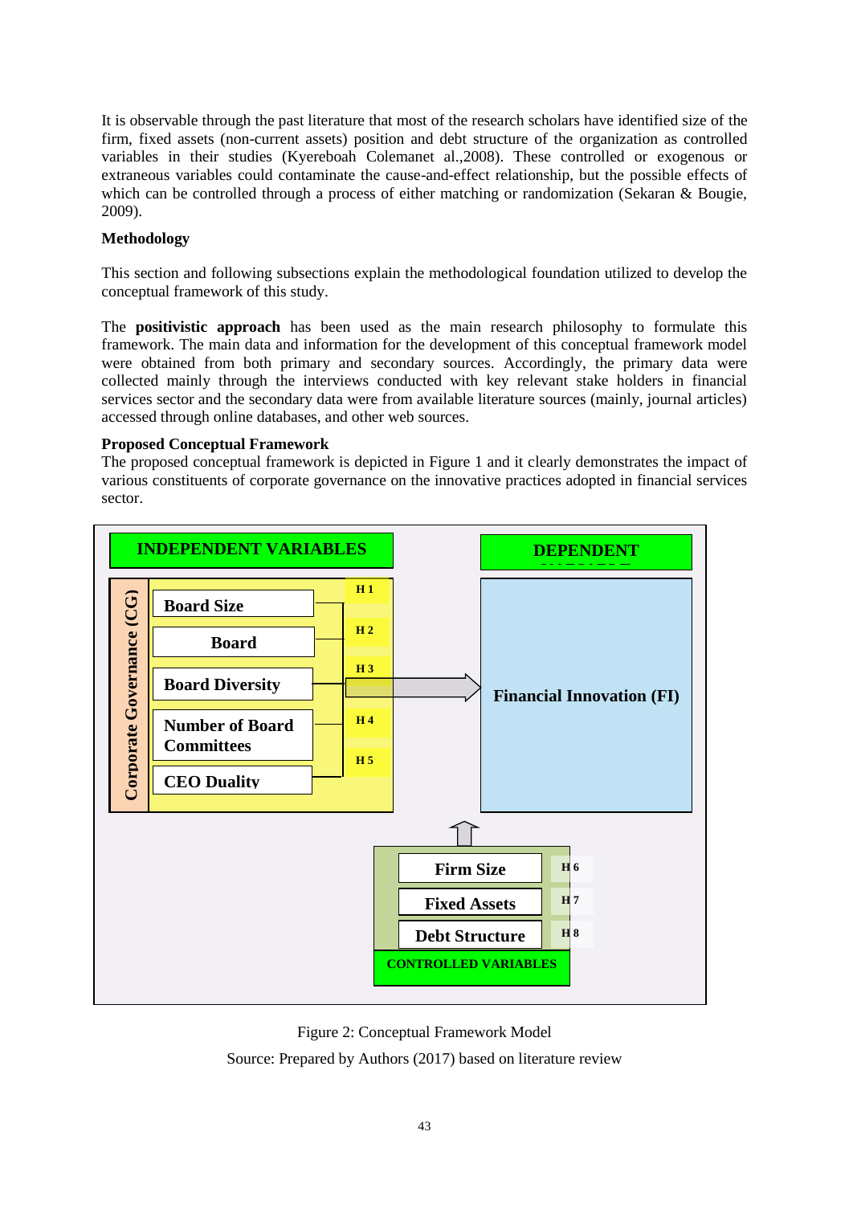It is observable through the past literature that most of the research scholars have identified size of the firm, fixed assets (non-current assets) position and debt structure of the organization as controlled variables in their studies (Kyereboah Colemanet al.,2008). These controlled or exogenous or extraneous variables could contaminate the cause-and-effect relationship, but the possible effects of which can be controlled through a process of either matching or randomization (Sekaran & Bougie, 2009).

**Methodology**

This section and following subsections explain the methodological foundation utilized to develop the conceptual framework of this study.

The **positivistic approach** has been used as the main research philosophy to formulate this framework. The main data and information for the development of this conceptual framework model were obtained from both primary and secondary sources. Accordingly, the primary data were collected mainly through the interviews conducted with key relevant stake holders in financial services sector and the secondary data were from available literature sources (mainly, journal articles) accessed through online databases, and other web sources.

**Proposed Conceptual Framework**

The proposed conceptual framework is depicted in Figure 1 and it clearly demonstrates the impact of various constituents of corporate governance on the innovative practices adopted in financial services sector.

INDEPENDENT VARIABLES

Corporate Governance (CG)

- Board Size — H 1
- Board — H 2
- Board Diversity — H 3
- Number of Board Committees — H 4
- CEO Duality — H 5

DEPENDENT

Financial Innovation (FI)

- Firm Size — H 6
- Fixed Assets — H 7
- Debt Structure — H 8

CONTROLLED VARIABLES

Figure 2: Conceptual Framework Model

Source: Prepared by Authors (2017) based on literature review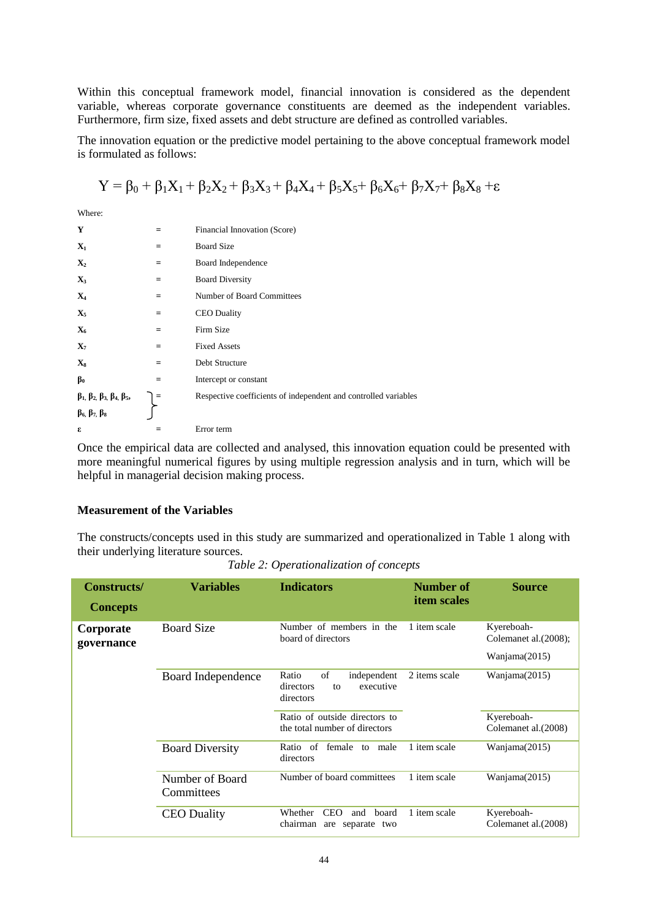Within this conceptual framework model, financial innovation is considered as the dependent variable, whereas corporate governance constituents are deemed as the independent variables. Furthermore, firm size, fixed assets and debt structure are defined as controlled variables.

The innovation equation or the predictive model pertaining to the above conceptual framework model is formulated as follows:

$$Y = \beta_0 + \beta_1X_1 + \beta_2X_2 + \beta_3X_3 + \beta_4X_4 + \beta_5X_5 + \beta_6X_6 + \beta_7X_7 + \beta_8X_8 + \varepsilon$$

Where:

| | | |
|---|---|---|
| **Y** | = | Financial Innovation (Score) |
| **$X_1$** | = | Board Size |
| **$X_2$** | = | Board Independence |
| **$X_3$** | = | Board Diversity |
| **$X_4$** | = | Number of Board Committees |
| **$X_5$** | = | CEO Duality |
| **$X_6$** | = | Firm Size |
| **$X_7$** | = | Fixed Assets |
| **$X_8$** | = | Debt Structure |
| **$\beta_0$** | = | Intercept or constant |
| **$\beta_1, \beta_2, \beta_3, \beta_4, \beta_5, \beta_6, \beta_7, \beta_8$** | = | Respective coefficients of independent and controlled variables |
| **$\varepsilon$** | = | Error term |

Once the empirical data are collected and analysed, this innovation equation could be presented with more meaningful numerical figures by using multiple regression analysis and in turn, which will be helpful in managerial decision making process.

### Measurement of the Variables

The constructs/concepts used in this study are summarized and operationalized in Table 1 along with their underlying literature sources.

*Table 2: Operationalization of concepts*

| Constructs/ Concepts | Variables | Indicators | Number of item scales | Source |
|---|---|---|---|---|
| **Corporate governance** | Board Size | Number of members in the board of directors | 1 item scale | Kyereboah-Colemanet al.(2008); Wanjama(2015) |
| | Board Independence | Ratio of independent directors to executive directors | 2 items scale | Wanjama(2015) |
| | | Ratio of outside directors to the total number of directors | | Kyereboah-Colemanet al.(2008) |
| | Board Diversity | Ratio of female to male directors | 1 item scale | Wanjama(2015) |
| | Number of Board Committees | Number of board committees | 1 item scale | Wanjama(2015) |
| | CEO Duality | Whether CEO and board chairman are separate two | 1 item scale | Kyereboah-Colemanet al.(2008) |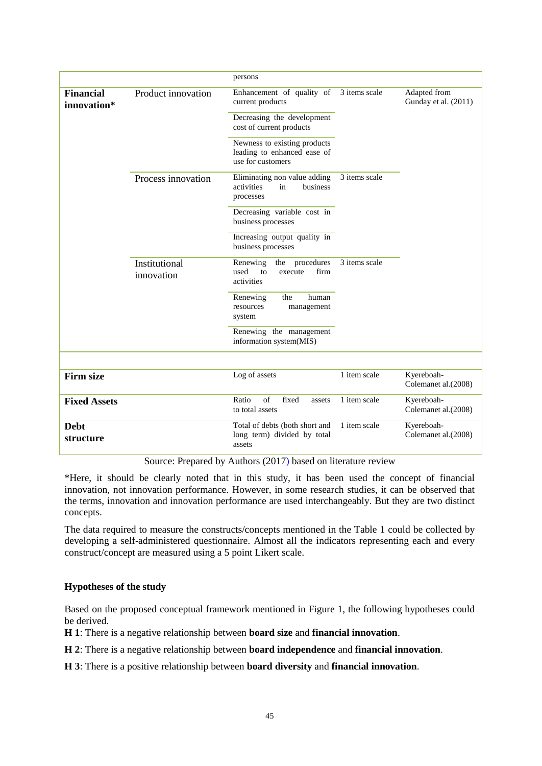| | | | | |
|---|---|---|---|---|
| | | persons | | |
| **Financial innovation*** | Product innovation | Enhancement of quality of current products | 3 items scale | Adapted from Gunday et al. (2011) |
| | | Decreasing the development cost of current products | | |
| | | Newness to existing products leading to enhanced ease of use for customers | | |
| | Process innovation | Eliminating non value adding activities in business processes | 3 items scale | |
| | | Decreasing variable cost in business processes | | |
| | | Increasing output quality in business processes | | |
| | Institutional innovation | Renewing the procedures used to execute firm activities | 3 items scale | |
| | | Renewing the human resources management system | | |
| | | Renewing the management information system(MIS) | | |
| | | | | |
| **Firm size** | | Log of assets | 1 item scale | Kyereboah-Colemanet al.(2008) |
| **Fixed Assets** | | Ratio of fixed assets to total assets | 1 item scale | Kyereboah-Colemanet al.(2008) |
| **Debt structure** | | Total of debts (both short and long term) divided by total assets | 1 item scale | Kyereboah-Colemanet al.(2008) |

Source: Prepared by Authors (2017) based on literature review

*Here, it should be clearly noted that in this study, it has been used the concept of financial innovation, not innovation performance. However, in some research studies, it can be observed that the terms, innovation and innovation performance are used interchangeably. But they are two distinct concepts.

The data required to measure the constructs/concepts mentioned in the Table 1 could be collected by developing a self-administered questionnaire. Almost all the indicators representing each and every construct/concept are measured using a 5 point Likert scale.

### Hypotheses of the study

Based on the proposed conceptual framework mentioned in Figure 1, the following hypotheses could be derived.

**H 1**: There is a negative relationship between **board size** and **financial innovation**.

**H 2**: There is a negative relationship between **board independence** and **financial innovation**.

**H 3**: There is a positive relationship between **board diversity** and **financial innovation**.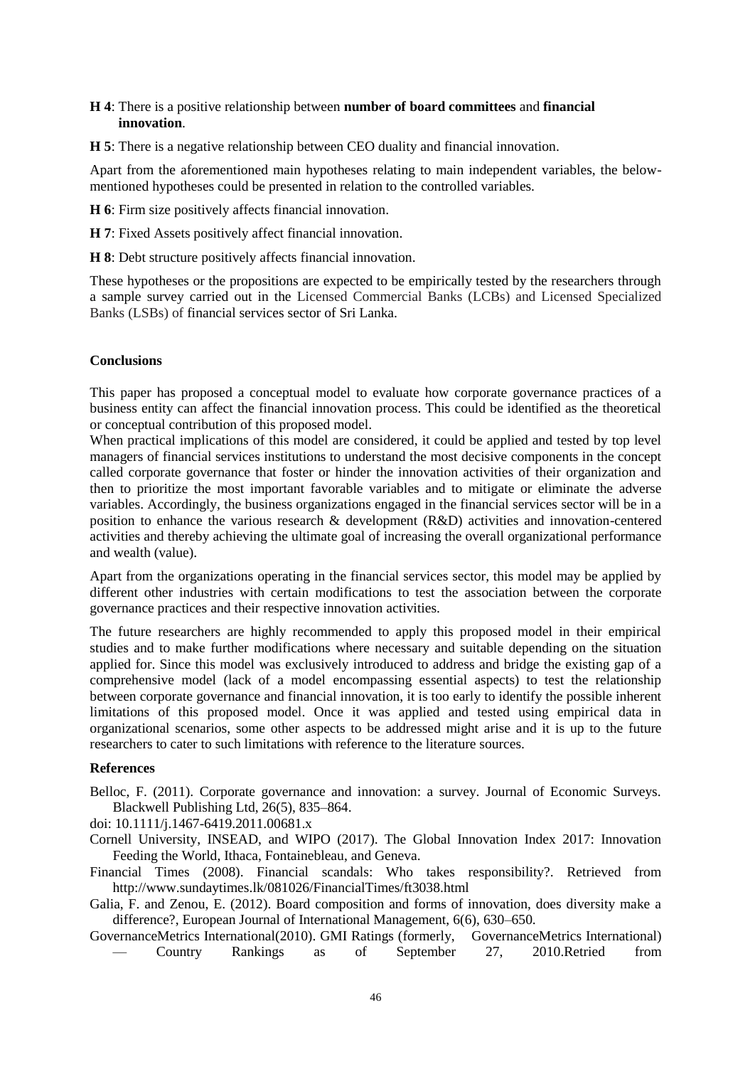**H 4**: There is a positive relationship between **number of board committees** and **financial innovation**.

**H 5**: There is a negative relationship between CEO duality and financial innovation.

Apart from the aforementioned main hypotheses relating to main independent variables, the below-mentioned hypotheses could be presented in relation to the controlled variables.

**H 6**: Firm size positively affects financial innovation.

**H 7**: Fixed Assets positively affect financial innovation.

**H 8**: Debt structure positively affects financial innovation.

These hypotheses or the propositions are expected to be empirically tested by the researchers through a sample survey carried out in the Licensed Commercial Banks (LCBs) and Licensed Specialized Banks (LSBs) of financial services sector of Sri Lanka.

## Conclusions

This paper has proposed a conceptual model to evaluate how corporate governance practices of a business entity can affect the financial innovation process. This could be identified as the theoretical or conceptual contribution of this proposed model.

When practical implications of this model are considered, it could be applied and tested by top level managers of financial services institutions to understand the most decisive components in the concept called corporate governance that foster or hinder the innovation activities of their organization and then to prioritize the most important favorable variables and to mitigate or eliminate the adverse variables. Accordingly, the business organizations engaged in the financial services sector will be in a position to enhance the various research & development (R&D) activities and innovation-centered activities and thereby achieving the ultimate goal of increasing the overall organizational performance and wealth (value).

Apart from the organizations operating in the financial services sector, this model may be applied by different other industries with certain modifications to test the association between the corporate governance practices and their respective innovation activities.

The future researchers are highly recommended to apply this proposed model in their empirical studies and to make further modifications where necessary and suitable depending on the situation applied for. Since this model was exclusively introduced to address and bridge the existing gap of a comprehensive model (lack of a model encompassing essential aspects) to test the relationship between corporate governance and financial innovation, it is too early to identify the possible inherent limitations of this proposed model. Once it was applied and tested using empirical data in organizational scenarios, some other aspects to be addressed might arise and it is up to the future researchers to cater to such limitations with reference to the literature sources.

## References

Belloc, F. (2011). Corporate governance and innovation: a survey. Journal of Economic Surveys. Blackwell Publishing Ltd, 26(5), 835–864.

doi: 10.1111/j.1467-6419.2011.00681.x

Cornell University, INSEAD, and WIPO (2017). The Global Innovation Index 2017: Innovation Feeding the World, Ithaca, Fontainebleau, and Geneva.

Financial Times (2008). Financial scandals: Who takes responsibility?. Retrieved from http://www.sundaytimes.lk/081026/FinancialTimes/ft3038.html

Galia, F. and Zenou, E. (2012). Board composition and forms of innovation, does diversity make a difference?, European Journal of International Management, 6(6), 630–650.

GovernanceMetrics International(2010). GMI Ratings (formerly, GovernanceMetrics International) — Country Rankings as of September 27, 2010.Retried from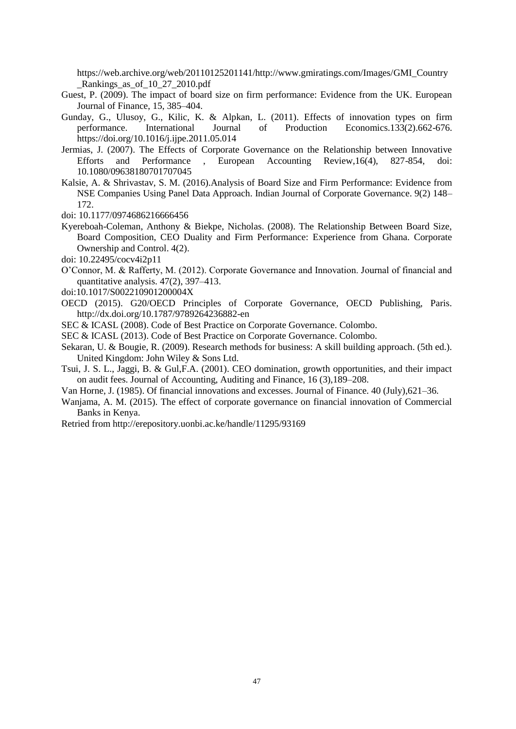https://web.archive.org/web/20110125201141/http://www.gmiratings.com/Images/GMI_Country_Rankings_as_of_10_27_2010.pdf

Guest, P. (2009). The impact of board size on firm performance: Evidence from the UK. European Journal of Finance, 15, 385–404.

Gunday, G., Ulusoy, G., Kilic, K. & Alpkan, L. (2011). Effects of innovation types on firm performance. International Journal of Production Economics.133(2).662-676. https://doi.org/10.1016/j.ijpe.2011.05.014

Jermias, J. (2007). The Effects of Corporate Governance on the Relationship between Innovative Efforts and Performance , European Accounting Review,16(4), 827-854, doi: 10.1080/09638180701707045

Kalsie, A. & Shrivastav, S. M. (2016).Analysis of Board Size and Firm Performance: Evidence from NSE Companies Using Panel Data Approach. Indian Journal of Corporate Governance. 9(2) 148–172.

doi: 10.1177/0974686216666456

Kyereboah-Coleman, Anthony & Biekpe, Nicholas. (2008). The Relationship Between Board Size, Board Composition, CEO Duality and Firm Performance: Experience from Ghana. Corporate Ownership and Control. 4(2).

doi: 10.22495/cocv4i2p11

O'Connor, M. & Rafferty, M. (2012). Corporate Governance and Innovation. Journal of financial and quantitative analysis. 47(2), 397–413.

doi:10.1017/S002210901200004X

OECD (2015). G20/OECD Principles of Corporate Governance, OECD Publishing, Paris. http://dx.doi.org/10.1787/9789264236882-en

SEC & ICASL (2008). Code of Best Practice on Corporate Governance. Colombo.

SEC & ICASL (2013). Code of Best Practice on Corporate Governance. Colombo.

Sekaran, U. & Bougie, R. (2009). Research methods for business: A skill building approach. (5th ed.). United Kingdom: John Wiley & Sons Ltd.

Tsui, J. S. L., Jaggi, B. & Gul,F.A. (2001). CEO domination, growth opportunities, and their impact on audit fees. Journal of Accounting, Auditing and Finance, 16 (3),189–208.

Van Horne, J. (1985). Of financial innovations and excesses. Journal of Finance. 40 (July),621–36.

Wanjama, A. M. (2015). The effect of corporate governance on financial innovation of Commercial Banks in Kenya.

Retried from http://erepository.uonbi.ac.ke/handle/11295/93169